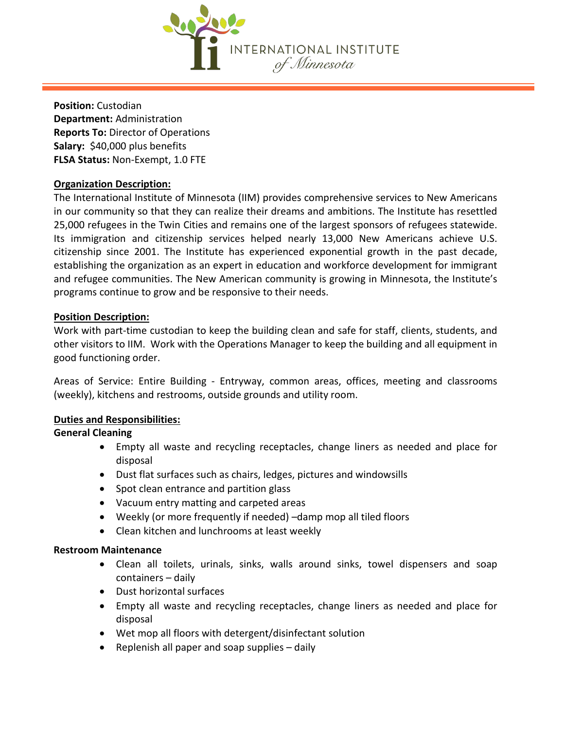INTERNATIONAL INSTITUTE *of Minnesota*

**Position:** Custodian
**Department:** Administration
**Reports To:** Director of Operations
**Salary:** $40,000 plus benefits
**FLSA Status:** Non-Exempt, 1.0 FTE

## Organization Description:

The International Institute of Minnesota (IIM) provides comprehensive services to New Americans in our community so that they can realize their dreams and ambitions. The Institute has resettled 25,000 refugees in the Twin Cities and remains one of the largest sponsors of refugees statewide. Its immigration and citizenship services helped nearly 13,000 New Americans achieve U.S. citizenship since 2001. The Institute has experienced exponential growth in the past decade, establishing the organization as an expert in education and workforce development for immigrant and refugee communities. The New American community is growing in Minnesota, the Institute's programs continue to grow and be responsive to their needs.

## Position Description:

Work with part-time custodian to keep the building clean and safe for staff, clients, students, and other visitors to IIM. Work with the Operations Manager to keep the building and all equipment in good functioning order.

Areas of Service: Entire Building - Entryway, common areas, offices, meeting and classrooms (weekly), kitchens and restrooms, outside grounds and utility room.

## Duties and Responsibilities:

### General Cleaning

- Empty all waste and recycling receptacles, change liners as needed and place for disposal
- Dust flat surfaces such as chairs, ledges, pictures and windowsills
- Spot clean entrance and partition glass
- Vacuum entry matting and carpeted areas
- Weekly (or more frequently if needed) –damp mop all tiled floors
- Clean kitchen and lunchrooms at least weekly

### Restroom Maintenance

- Clean all toilets, urinals, sinks, walls around sinks, towel dispensers and soap containers – daily
- Dust horizontal surfaces
- Empty all waste and recycling receptacles, change liners as needed and place for disposal
- Wet mop all floors with detergent/disinfectant solution
- Replenish all paper and soap supplies – daily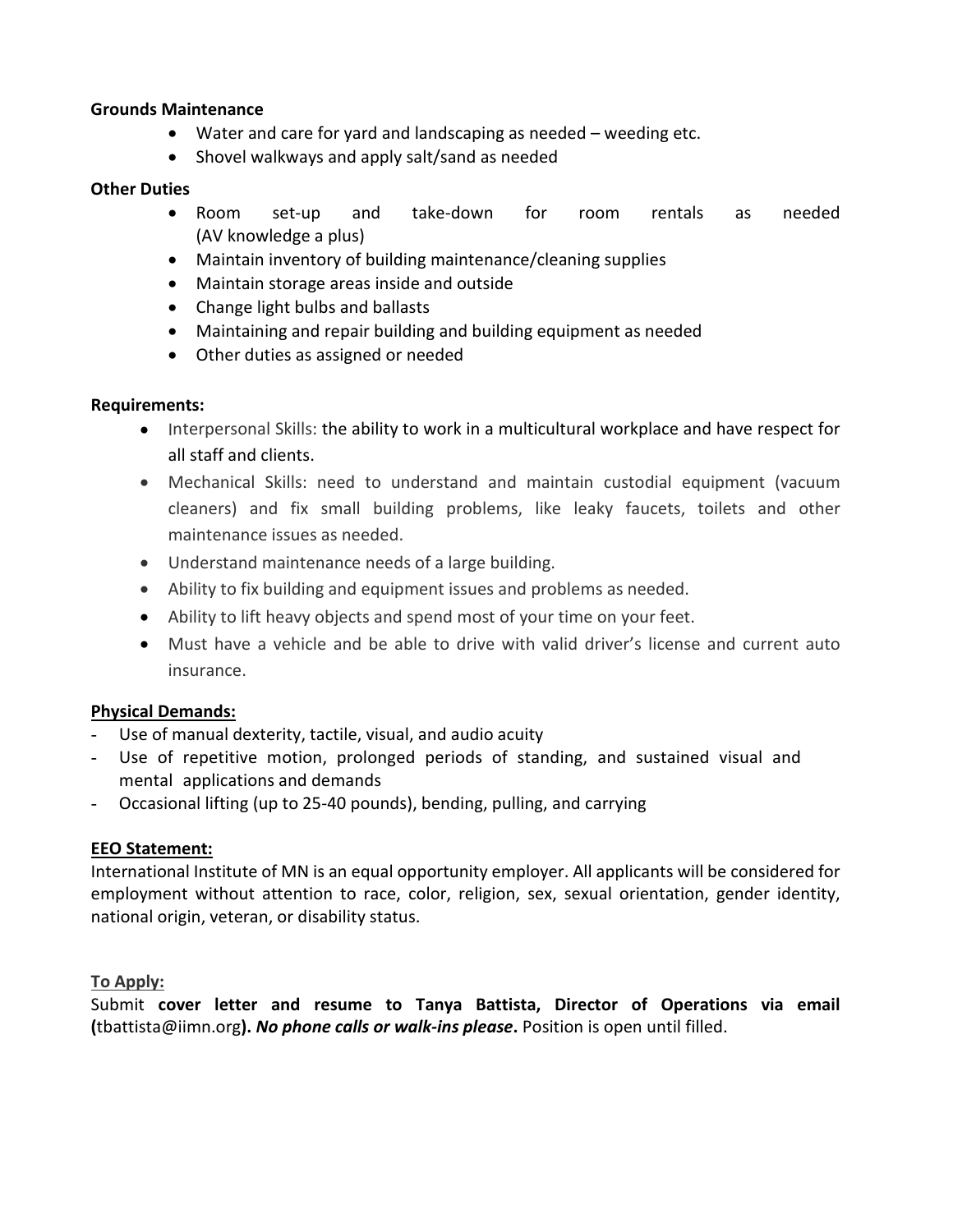**Grounds Maintenance**

- Water and care for yard and landscaping as needed – weeding etc.
- Shovel walkways and apply salt/sand as needed

**Other Duties**

- Room set-up and take-down for room rentals as needed (AV knowledge a plus)
- Maintain inventory of building maintenance/cleaning supplies
- Maintain storage areas inside and outside
- Change light bulbs and ballasts
- Maintaining and repair building and building equipment as needed
- Other duties as assigned or needed

**Requirements:**

- Interpersonal Skills: the ability to work in a multicultural workplace and have respect for all staff and clients.
- Mechanical Skills: need to understand and maintain custodial equipment (vacuum cleaners) and fix small building problems, like leaky faucets, toilets and other maintenance issues as needed.
- Understand maintenance needs of a large building.
- Ability to fix building and equipment issues and problems as needed.
- Ability to lift heavy objects and spend most of your time on your feet.
- Must have a vehicle and be able to drive with valid driver's license and current auto insurance.

**<u>Physical Demands:</u>**

- Use of manual dexterity, tactile, visual, and audio acuity
- Use of repetitive motion, prolonged periods of standing, and sustained visual and mental applications and demands
- Occasional lifting (up to 25-40 pounds), bending, pulling, and carrying

**<u>EEO Statement:</u>**

International Institute of MN is an equal opportunity employer. All applicants will be considered for employment without attention to race, color, religion, sex, sexual orientation, gender identity, national origin, veteran, or disability status.

**<u>To Apply:</u>**

Submit **cover letter and resume to Tanya Battista, Director of Operations via email (**tbattista@iimn.org**). *No phone calls or walk-ins please*.** Position is open until filled.